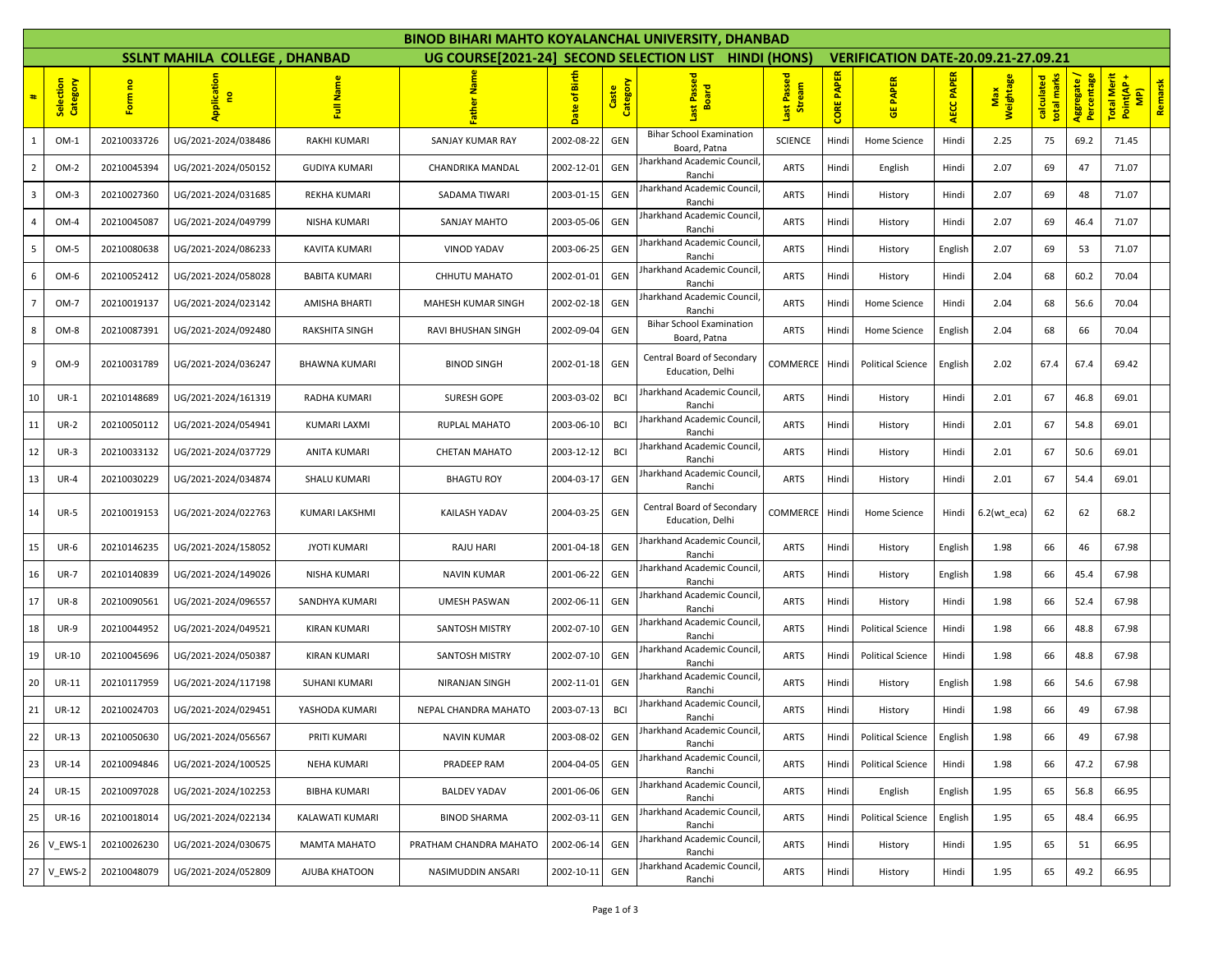# BINOD BIHARI MAHTO KOYALANCHAL UNIVERSITY, DHANBAD

## SSLNT MAHILA COLLEGE , DHANBAD — UG COURSE[2021-24] SECOND SELECTION LIST HINDI (HONS) — VERIFICATION DATE-20.09.21-27.09.21

| # | Selection Category | Form no | Application no | Full Name | Father Name | Date of Birth | Caste Category | Last Passed Board | Last Passed Stream | CORE PAPER | GE PAPER | AECC PAPER | Max Weightage | calculated total marks | Aggregate / Percentage | Total Merit Point(AP + MP) | Remarsk |
|---|---|---|---|---|---|---|---|---|---|---|---|---|---|---|---|---|---|
| 1 | OM-1 | 20210033726 | UG/2021-2024/038486 | RAKHI KUMARI | SANJAY KUMAR RAY | 2002-08-22 | GEN | Bihar School Examination Board, Patna | SCIENCE | Hindi | Home Science | Hindi | 2.25 | 75 | 69.2 | 71.45 | |
| 2 | OM-2 | 20210045394 | UG/2021-2024/050152 | GUDIYA KUMARI | CHANDRIKA MANDAL | 2002-12-01 | GEN | Jharkhand Academic Council, Ranchi | ARTS | Hindi | English | Hindi | 2.07 | 69 | 47 | 71.07 | |
| 3 | OM-3 | 20210027360 | UG/2021-2024/031685 | REKHA KUMARI | SADAMA TIWARI | 2003-01-15 | GEN | Jharkhand Academic Council, Ranchi | ARTS | Hindi | History | Hindi | 2.07 | 69 | 48 | 71.07 | |
| 4 | OM-4 | 20210045087 | UG/2021-2024/049799 | NISHA KUMARI | SANJAY MAHTO | 2003-05-06 | GEN | Jharkhand Academic Council, Ranchi | ARTS | Hindi | History | Hindi | 2.07 | 69 | 46.4 | 71.07 | |
| 5 | OM-5 | 20210080638 | UG/2021-2024/086233 | KAVITA KUMARI | VINOD YADAV | 2003-06-25 | GEN | Jharkhand Academic Council, Ranchi | ARTS | Hindi | History | English | 2.07 | 69 | 53 | 71.07 | |
| 6 | OM-6 | 20210052412 | UG/2021-2024/058028 | BABITA KUMARI | CHHUTU MAHATO | 2002-01-01 | GEN | Jharkhand Academic Council, Ranchi | ARTS | Hindi | History | Hindi | 2.04 | 68 | 60.2 | 70.04 | |
| 7 | OM-7 | 20210019137 | UG/2021-2024/023142 | AMISHA BHARTI | MAHESH KUMAR SINGH | 2002-02-18 | GEN | Jharkhand Academic Council, Ranchi | ARTS | Hindi | Home Science | Hindi | 2.04 | 68 | 56.6 | 70.04 | |
| 8 | OM-8 | 20210087391 | UG/2021-2024/092480 | RAKSHITA SINGH | RAVI BHUSHAN SINGH | 2002-09-04 | GEN | Bihar School Examination Board, Patna | ARTS | Hindi | Home Science | English | 2.04 | 68 | 66 | 70.04 | |
| 9 | OM-9 | 20210031789 | UG/2021-2024/036247 | BHAWNA KUMARI | BINOD SINGH | 2002-01-18 | GEN | Central Board of Secondary Education, Delhi | COMMERCE | Hindi | Political Science | English | 2.02 | 67.4 | 67.4 | 69.42 | |
| 10 | UR-1 | 20210148689 | UG/2021-2024/161319 | RADHA KUMARI | SURESH GOPE | 2003-03-02 | BCI | Jharkhand Academic Council, Ranchi | ARTS | Hindi | History | Hindi | 2.01 | 67 | 46.8 | 69.01 | |
| 11 | UR-2 | 20210050112 | UG/2021-2024/054941 | KUMARI LAXMI | RUPLAL MAHATO | 2003-06-10 | BCI | Jharkhand Academic Council, Ranchi | ARTS | Hindi | History | Hindi | 2.01 | 67 | 54.8 | 69.01 | |
| 12 | UR-3 | 20210033132 | UG/2021-2024/037729 | ANITA KUMARI | CHETAN MAHATO | 2003-12-12 | BCI | Jharkhand Academic Council, Ranchi | ARTS | Hindi | History | Hindi | 2.01 | 67 | 50.6 | 69.01 | |
| 13 | UR-4 | 20210030229 | UG/2021-2024/034874 | SHALU KUMARI | BHAGTU ROY | 2004-03-17 | GEN | Jharkhand Academic Council, Ranchi | ARTS | Hindi | History | Hindi | 2.01 | 67 | 54.4 | 69.01 | |
| 14 | UR-5 | 20210019153 | UG/2021-2024/022763 | KUMARI LAKSHMI | KAILASH YADAV | 2004-03-25 | GEN | Central Board of Secondary Education, Delhi | COMMERCE | Hindi | Home Science | Hindi | 6.2(wt_eca) | 62 | 62 | 68.2 | |
| 15 | UR-6 | 20210146235 | UG/2021-2024/158052 | JYOTI KUMARI | RAJU HARI | 2001-04-18 | GEN | Jharkhand Academic Council, Ranchi | ARTS | Hindi | History | English | 1.98 | 66 | 46 | 67.98 | |
| 16 | UR-7 | 20210140839 | UG/2021-2024/149026 | NISHA KUMARI | NAVIN KUMAR | 2001-06-22 | GEN | Jharkhand Academic Council, Ranchi | ARTS | Hindi | History | English | 1.98 | 66 | 45.4 | 67.98 | |
| 17 | UR-8 | 20210090561 | UG/2021-2024/096557 | SANDHYA KUMARI | UMESH PASWAN | 2002-06-11 | GEN | Jharkhand Academic Council, Ranchi | ARTS | Hindi | History | Hindi | 1.98 | 66 | 52.4 | 67.98 | |
| 18 | UR-9 | 20210044952 | UG/2021-2024/049521 | KIRAN KUMARI | SANTOSH MISTRY | 2002-07-10 | GEN | Jharkhand Academic Council, Ranchi | ARTS | Hindi | Political Science | Hindi | 1.98 | 66 | 48.8 | 67.98 | |
| 19 | UR-10 | 20210045696 | UG/2021-2024/050387 | KIRAN KUMARI | SANTOSH MISTRY | 2002-07-10 | GEN | Jharkhand Academic Council, Ranchi | ARTS | Hindi | Political Science | Hindi | 1.98 | 66 | 48.8 | 67.98 | |
| 20 | UR-11 | 20210117959 | UG/2021-2024/117198 | SUHANI KUMARI | NIRANJAN SINGH | 2002-11-01 | GEN | Jharkhand Academic Council, Ranchi | ARTS | Hindi | History | English | 1.98 | 66 | 54.6 | 67.98 | |
| 21 | UR-12 | 20210024703 | UG/2021-2024/029451 | YASHODA KUMARI | NEPAL CHANDRA MAHATO | 2003-07-13 | BCI | Jharkhand Academic Council, Ranchi | ARTS | Hindi | History | Hindi | 1.98 | 66 | 49 | 67.98 | |
| 22 | UR-13 | 20210050630 | UG/2021-2024/056567 | PRITI KUMARI | NAVIN KUMAR | 2003-08-02 | GEN | Jharkhand Academic Council, Ranchi | ARTS | Hindi | Political Science | English | 1.98 | 66 | 49 | 67.98 | |
| 23 | UR-14 | 20210094846 | UG/2021-2024/100525 | NEHA KUMARI | PRADEEP RAM | 2004-04-05 | GEN | Jharkhand Academic Council, Ranchi | ARTS | Hindi | Political Science | Hindi | 1.98 | 66 | 47.2 | 67.98 | |
| 24 | UR-15 | 20210097028 | UG/2021-2024/102253 | BIBHA KUMARI | BALDEV YADAV | 2001-06-06 | GEN | Jharkhand Academic Council, Ranchi | ARTS | Hindi | English | English | 1.95 | 65 | 56.8 | 66.95 | |
| 25 | UR-16 | 20210018014 | UG/2021-2024/022134 | KALAWATI KUMARI | BINOD SHARMA | 2002-03-11 | GEN | Jharkhand Academic Council, Ranchi | ARTS | Hindi | Political Science | English | 1.95 | 65 | 48.4 | 66.95 | |
| 26 | V_EWS-1 | 20210026230 | UG/2021-2024/030675 | MAMTA MAHATO | PRATHAM CHANDRA MAHATO | 2002-06-14 | GEN | Jharkhand Academic Council, Ranchi | ARTS | Hindi | History | Hindi | 1.95 | 65 | 51 | 66.95 | |
| 27 | V_EWS-2 | 20210048079 | UG/2021-2024/052809 | AJUBA KHATOON | NASIMUDDIN ANSARI | 2002-10-11 | GEN | Jharkhand Academic Council, Ranchi | ARTS | Hindi | History | Hindi | 1.95 | 65 | 49.2 | 66.95 | |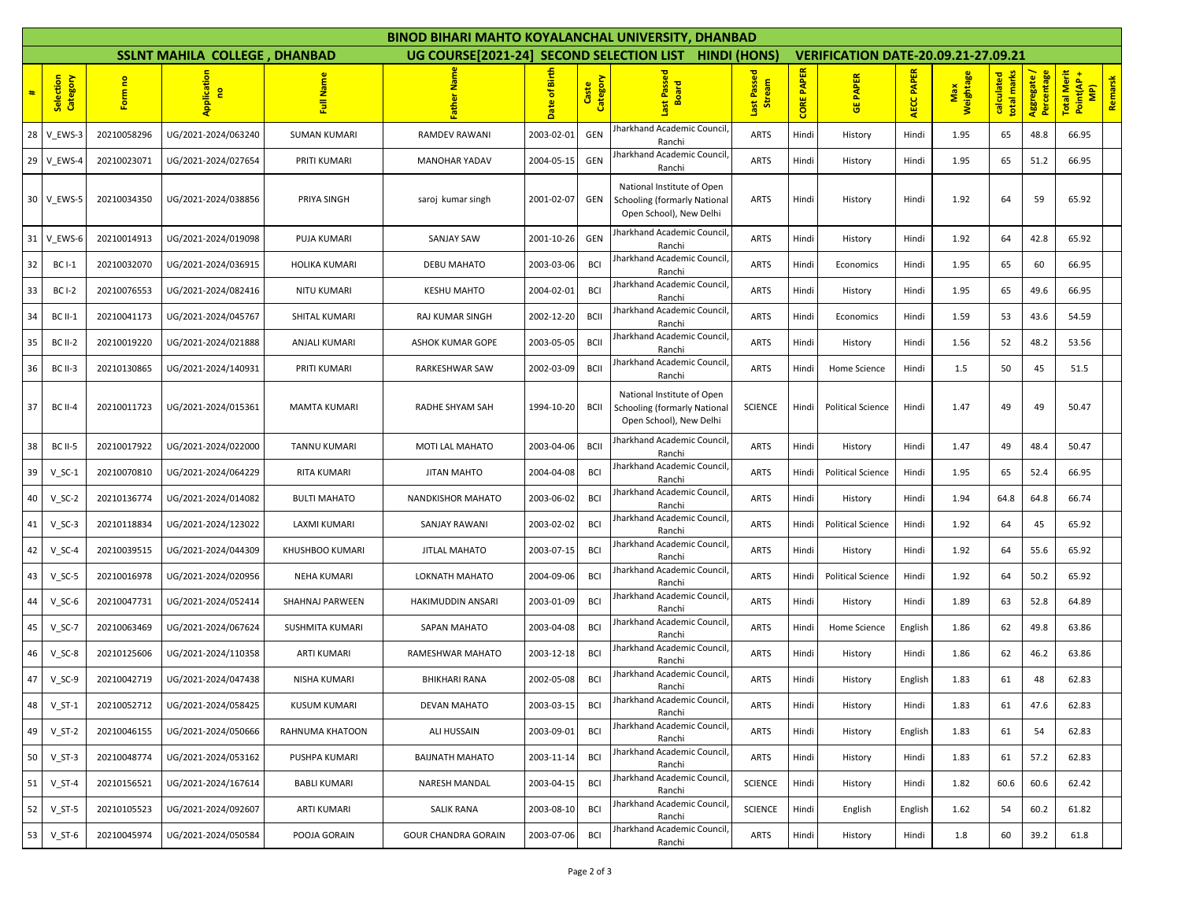# BINOD BIHARI MAHTO KOYALANCHAL UNIVERSITY, DHANBAD

## SSLNT MAHILA COLLEGE , DHANBAD    UG COURSE[2021-24] SECOND SELECTION LIST HINDI (HONS)    VERIFICATION DATE-20.09.21-27.09.21

| # | Selection Category | Form no | Application no | Full Name | Father Name | Date of Birth | Caste Category | Last Passed Board | Last Passed Stream | CORE PAPER | GE PAPER | AECC PAPER | Max Weightage | calculated total marks | Aggregate / Percentage | Total Merit Point(AP + MP) | Remarsk |
|---|---|---|---|---|---|---|---|---|---|---|---|---|---|---|---|---|---|
| 28 | V_EWS-3 | 20210058296 | UG/2021-2024/063240 | SUMAN KUMARI | RAMDEV RAWANI | 2003-02-01 | GEN | Jharkhand Academic Council, Ranchi | ARTS | Hindi | History | Hindi | 1.95 | 65 | 48.8 | 66.95 | |
| 29 | V_EWS-4 | 20210023071 | UG/2021-2024/027654 | PRITI KUMARI | MANOHAR YADAV | 2004-05-15 | GEN | Jharkhand Academic Council, Ranchi | ARTS | Hindi | History | Hindi | 1.95 | 65 | 51.2 | 66.95 | |
| 30 | V_EWS-5 | 20210034350 | UG/2021-2024/038856 | PRIYA SINGH | saroj kumar singh | 2001-02-07 | GEN | National Institute of Open Schooling (formarly National Open School), New Delhi | ARTS | Hindi | History | Hindi | 1.92 | 64 | 59 | 65.92 | |
| 31 | V_EWS-6 | 20210014913 | UG/2021-2024/019098 | PUJA KUMARI | SANJAY SAW | 2001-10-26 | GEN | Jharkhand Academic Council, Ranchi | ARTS | Hindi | History | Hindi | 1.92 | 64 | 42.8 | 65.92 | |
| 32 | BC I-1 | 20210032070 | UG/2021-2024/036915 | HOLIKA KUMARI | DEBU MAHATO | 2003-03-06 | BCI | Jharkhand Academic Council, Ranchi | ARTS | Hindi | Economics | Hindi | 1.95 | 65 | 60 | 66.95 | |
| 33 | BC I-2 | 20210076553 | UG/2021-2024/082416 | NITU KUMARI | KESHU MAHTO | 2004-02-01 | BCI | Jharkhand Academic Council, Ranchi | ARTS | Hindi | History | Hindi | 1.95 | 65 | 49.6 | 66.95 | |
| 34 | BC II-1 | 20210041173 | UG/2021-2024/045767 | SHITAL KUMARI | RAJ KUMAR SINGH | 2002-12-20 | BCII | Jharkhand Academic Council, Ranchi | ARTS | Hindi | Economics | Hindi | 1.59 | 53 | 43.6 | 54.59 | |
| 35 | BC II-2 | 20210019220 | UG/2021-2024/021888 | ANJALI KUMARI | ASHOK KUMAR GOPE | 2003-05-05 | BCII | Jharkhand Academic Council, Ranchi | ARTS | Hindi | History | Hindi | 1.56 | 52 | 48.2 | 53.56 | |
| 36 | BC II-3 | 20210130865 | UG/2021-2024/140931 | PRITI KUMARI | RARKESHWAR SAW | 2002-03-09 | BCII | Jharkhand Academic Council, Ranchi | ARTS | Hindi | Home Science | Hindi | 1.5 | 50 | 45 | 51.5 | |
| 37 | BC II-4 | 20210011723 | UG/2021-2024/015361 | MAMTA KUMARI | RADHE SHYAM SAH | 1994-10-20 | BCII | National Institute of Open Schooling (formarly National Open School), New Delhi | SCIENCE | Hindi | Political Science | Hindi | 1.47 | 49 | 49 | 50.47 | |
| 38 | BC II-5 | 20210017922 | UG/2021-2024/022000 | TANNU KUMARI | MOTI LAL MAHATO | 2003-04-06 | BCII | Jharkhand Academic Council, Ranchi | ARTS | Hindi | History | Hindi | 1.47 | 49 | 48.4 | 50.47 | |
| 39 | V_SC-1 | 20210070810 | UG/2021-2024/064229 | RITA KUMARI | JITAN MAHTO | 2004-04-08 | BCI | Jharkhand Academic Council, Ranchi | ARTS | Hindi | Political Science | Hindi | 1.95 | 65 | 52.4 | 66.95 | |
| 40 | V_SC-2 | 20210136774 | UG/2021-2024/014082 | BULTI MAHATO | NANDKISHOR MAHATO | 2003-06-02 | BCI | Jharkhand Academic Council, Ranchi | ARTS | Hindi | History | Hindi | 1.94 | 64.8 | 64.8 | 66.74 | |
| 41 | V_SC-3 | 20210118834 | UG/2021-2024/123022 | LAXMI KUMARI | SANJAY RAWANI | 2003-02-02 | BCI | Jharkhand Academic Council, Ranchi | ARTS | Hindi | Political Science | Hindi | 1.92 | 64 | 45 | 65.92 | |
| 42 | V_SC-4 | 20210039515 | UG/2021-2024/044309 | KHUSHBOO KUMARI | JITLAL MAHATO | 2003-07-15 | BCI | Jharkhand Academic Council, Ranchi | ARTS | Hindi | History | Hindi | 1.92 | 64 | 55.6 | 65.92 | |
| 43 | V_SC-5 | 20210016978 | UG/2021-2024/020956 | NEHA KUMARI | LOKNATH MAHATO | 2004-09-06 | BCI | Jharkhand Academic Council, Ranchi | ARTS | Hindi | Political Science | Hindi | 1.92 | 64 | 50.2 | 65.92 | |
| 44 | V_SC-6 | 20210047731 | UG/2021-2024/052414 | SHAHNAJ PARWEEN | HAKIMUDDIN ANSARI | 2003-01-09 | BCI | Jharkhand Academic Council, Ranchi | ARTS | Hindi | History | Hindi | 1.89 | 63 | 52.8 | 64.89 | |
| 45 | V_SC-7 | 20210063469 | UG/2021-2024/067624 | SUSHMITA KUMARI | SAPAN MAHATO | 2003-04-08 | BCI | Jharkhand Academic Council, Ranchi | ARTS | Hindi | Home Science | English | 1.86 | 62 | 49.8 | 63.86 | |
| 46 | V_SC-8 | 20210125606 | UG/2021-2024/110358 | ARTI KUMARI | RAMESHWAR MAHATO | 2003-12-18 | BCI | Jharkhand Academic Council, Ranchi | ARTS | Hindi | History | Hindi | 1.86 | 62 | 46.2 | 63.86 | |
| 47 | V_SC-9 | 20210042719 | UG/2021-2024/047438 | NISHA KUMARI | BHIKHARI RANA | 2002-05-08 | BCI | Jharkhand Academic Council, Ranchi | ARTS | Hindi | History | English | 1.83 | 61 | 48 | 62.83 | |
| 48 | V_ST-1 | 20210052712 | UG/2021-2024/058425 | KUSUM KUMARI | DEVAN MAHATO | 2003-03-15 | BCI | Jharkhand Academic Council, Ranchi | ARTS | Hindi | History | Hindi | 1.83 | 61 | 47.6 | 62.83 | |
| 49 | V_ST-2 | 20210046155 | UG/2021-2024/050666 | RAHNUMA KHATOON | ALI HUSSAIN | 2003-09-01 | BCI | Jharkhand Academic Council, Ranchi | ARTS | Hindi | History | English | 1.83 | 61 | 54 | 62.83 | |
| 50 | V_ST-3 | 20210048774 | UG/2021-2024/053162 | PUSHPA KUMARI | BAIJNATH MAHATO | 2003-11-14 | BCI | Jharkhand Academic Council, Ranchi | ARTS | Hindi | History | Hindi | 1.83 | 61 | 57.2 | 62.83 | |
| 51 | V_ST-4 | 20210156521 | UG/2021-2024/167614 | BABLI KUMARI | NARESH MANDAL | 2003-04-15 | BCI | Jharkhand Academic Council, Ranchi | SCIENCE | Hindi | History | Hindi | 1.82 | 60.6 | 60.6 | 62.42 | |
| 52 | V_ST-5 | 20210105523 | UG/2021-2024/092607 | ARTI KUMARI | SALIK RANA | 2003-08-10 | BCI | Jharkhand Academic Council, Ranchi | SCIENCE | Hindi | English | English | 1.62 | 54 | 60.2 | 61.82 | |
| 53 | V_ST-6 | 20210045974 | UG/2021-2024/050584 | POOJA GORAIN | GOUR CHANDRA GORAIN | 2003-07-06 | BCI | Jharkhand Academic Council, Ranchi | ARTS | Hindi | History | Hindi | 1.8 | 60 | 39.2 | 61.8 | |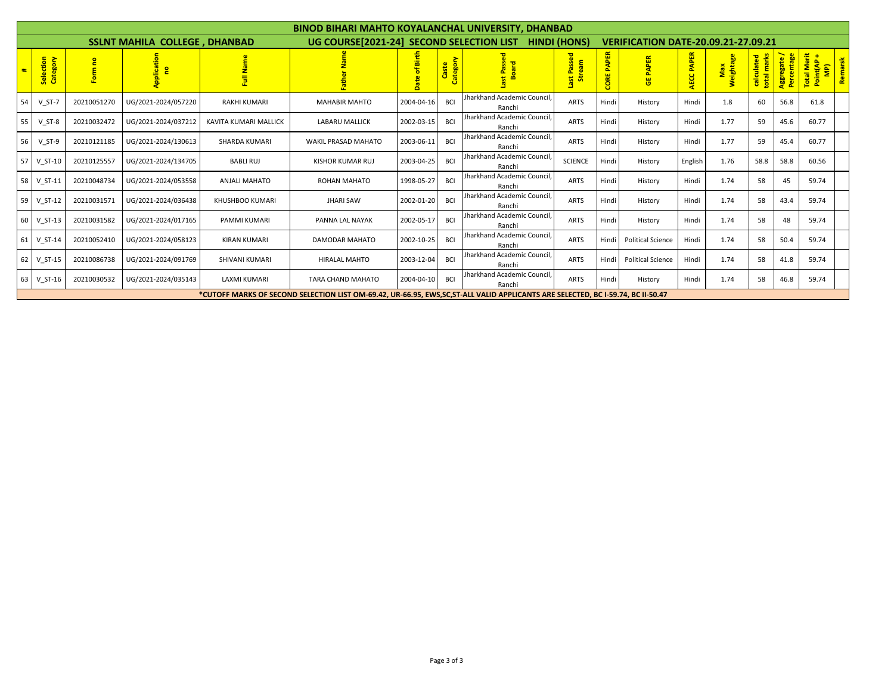# BINOD BIHARI MAHTO KOYALANCHAL UNIVERSITY, DHANBAD

## SSLNT MAHILA COLLEGE , DHANBAD UG COURSE[2021-24] SECOND SELECTION LIST HINDI (HONS) VERIFICATION DATE-20.09.21-27.09.21

| # | Selection Category | Form no | Application no | Full Name | Father Name | Date of Birth | Caste Category | Last Passed Board | Last Passed Stream | CORE PAPER | GE PAPER | AECC PAPER | Max Weightage | calculated total marks | Aggregate / Percentage | Total Merit Point(AP + MP) | Remarsk |
|---|---|---|---|---|---|---|---|---|---|---|---|---|---|---|---|---|---|
| 54 | V_ST-7 | 20210051270 | UG/2021-2024/057220 | RAKHI KUMARI | MAHABIR MAHTO | 2004-04-16 | BCI | Jharkhand Academic Council, Ranchi | ARTS | Hindi | History | Hindi | 1.8 | 60 | 56.8 | 61.8 | |
| 55 | V_ST-8 | 20210032472 | UG/2021-2024/037212 | KAVITA KUMARI MALLICK | LABARU MALLICK | 2002-03-15 | BCI | Jharkhand Academic Council, Ranchi | ARTS | Hindi | History | Hindi | 1.77 | 59 | 45.6 | 60.77 | |
| 56 | V_ST-9 | 20210121185 | UG/2021-2024/130613 | SHARDA KUMARI | WAKIL PRASAD MAHATO | 2003-06-11 | BCI | Jharkhand Academic Council, Ranchi | ARTS | Hindi | History | Hindi | 1.77 | 59 | 45.4 | 60.77 | |
| 57 | V_ST-10 | 20210125557 | UG/2021-2024/134705 | BABLI RUJ | KISHOR KUMAR RUJ | 2003-04-25 | BCI | Jharkhand Academic Council, Ranchi | SCIENCE | Hindi | History | English | 1.76 | 58.8 | 58.8 | 60.56 | |
| 58 | V_ST-11 | 20210048734 | UG/2021-2024/053558 | ANJALI MAHATO | ROHAN MAHATO | 1998-05-27 | BCI | Jharkhand Academic Council, Ranchi | ARTS | Hindi | History | Hindi | 1.74 | 58 | 45 | 59.74 | |
| 59 | V_ST-12 | 20210031571 | UG/2021-2024/036438 | KHUSHBOO KUMARI | JHARI SAW | 2002-01-20 | BCI | Jharkhand Academic Council, Ranchi | ARTS | Hindi | History | Hindi | 1.74 | 58 | 43.4 | 59.74 | |
| 60 | V_ST-13 | 20210031582 | UG/2021-2024/017165 | PAMMI KUMARI | PANNA LAL NAYAK | 2002-05-17 | BCI | Jharkhand Academic Council, Ranchi | ARTS | Hindi | History | Hindi | 1.74 | 58 | 48 | 59.74 | |
| 61 | V_ST-14 | 20210052410 | UG/2021-2024/058123 | KIRAN KUMARI | DAMODAR MAHATO | 2002-10-25 | BCI | Jharkhand Academic Council, Ranchi | ARTS | Hindi | Political Science | Hindi | 1.74 | 58 | 50.4 | 59.74 | |
| 62 | V_ST-15 | 20210086738 | UG/2021-2024/091769 | SHIVANI KUMARI | HIRALAL MAHTO | 2003-12-04 | BCI | Jharkhand Academic Council, Ranchi | ARTS | Hindi | Political Science | Hindi | 1.74 | 58 | 41.8 | 59.74 | |
| 63 | V_ST-16 | 20210030532 | UG/2021-2024/035143 | LAXMI KUMARI | TARA CHAND MAHATO | 2004-04-10 | BCI | Jharkhand Academic Council, Ranchi | ARTS | Hindi | History | Hindi | 1.74 | 58 | 46.8 | 59.74 | |

*CUTOFF MARKS OF SECOND SELECTION LIST OM-69.42, UR-66.95, EWS,SC,ST-ALL VALID APPLICANTS ARE SELECTED, BC I-59.74, BC II-50.47